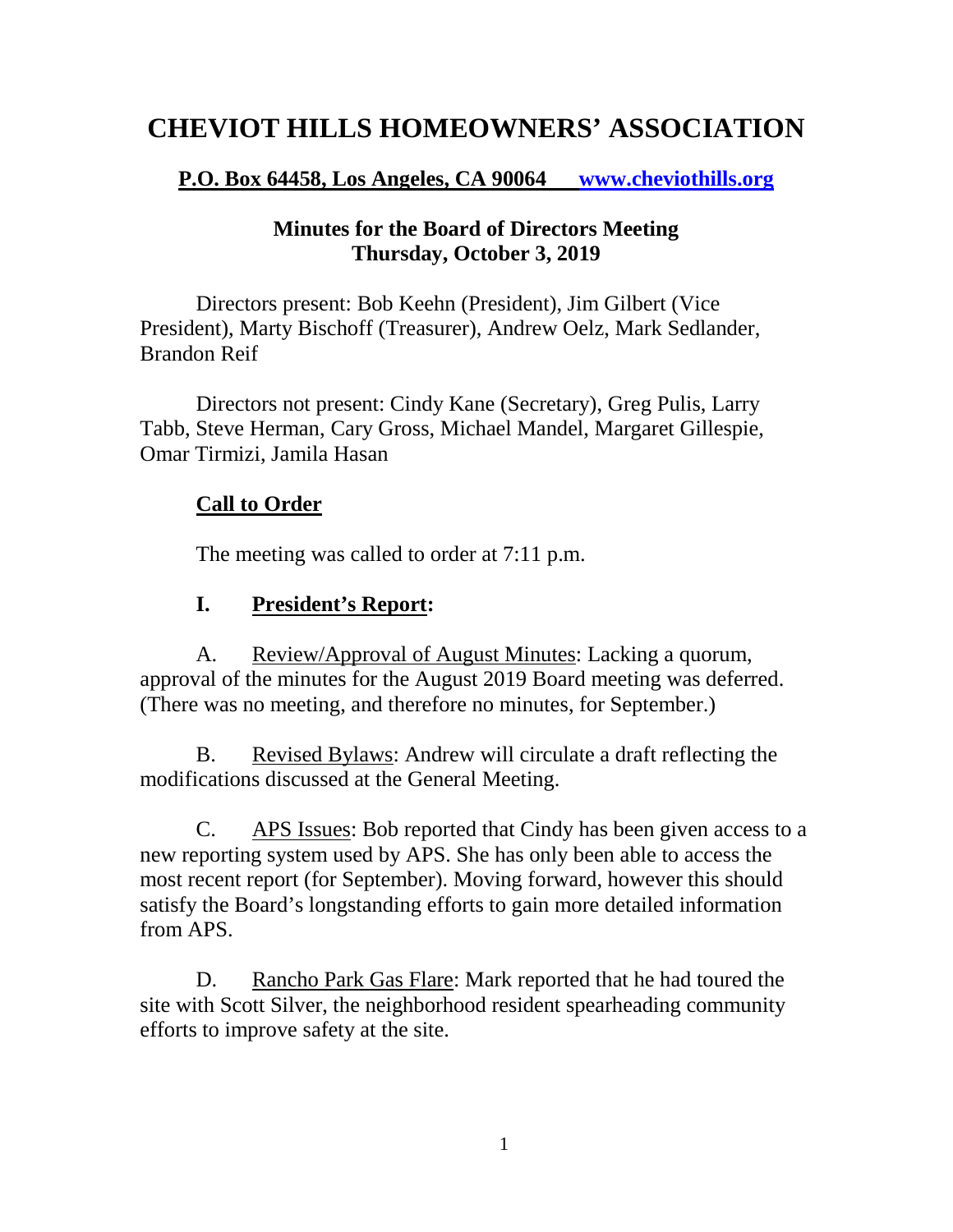# CHEVIOT HILLS HOMEOWNERS' ASSOCIATION

**P.O. Box 64458, Los Angeles, CA 90064 [www.cheviothills.org](www.cheviothills.org)**

**Minutes for the Board of Directors Meeting**
**Thursday, October 3, 2019**

Directors present: Bob Keehn (President), Jim Gilbert (Vice President), Marty Bischoff (Treasurer), Andrew Oelz, Mark Sedlander, Brandon Reif

Directors not present: Cindy Kane (Secretary), Greg Pulis, Larry Tabb, Steve Herman, Cary Gross, Michael Mandel, Margaret Gillespie, Omar Tirmizi, Jamila Hasan

## Call to Order

The meeting was called to order at 7:11 p.m.

## I. President's Report:

A. Review/Approval of August Minutes: Lacking a quorum, approval of the minutes for the August 2019 Board meeting was deferred. (There was no meeting, and therefore no minutes, for September.)

B. Revised Bylaws: Andrew will circulate a draft reflecting the modifications discussed at the General Meeting.

C. APS Issues: Bob reported that Cindy has been given access to a new reporting system used by APS. She has only been able to access the most recent report (for September). Moving forward, however this should satisfy the Board's longstanding efforts to gain more detailed information from APS.

D. Rancho Park Gas Flare: Mark reported that he had toured the site with Scott Silver, the neighborhood resident spearheading community efforts to improve safety at the site.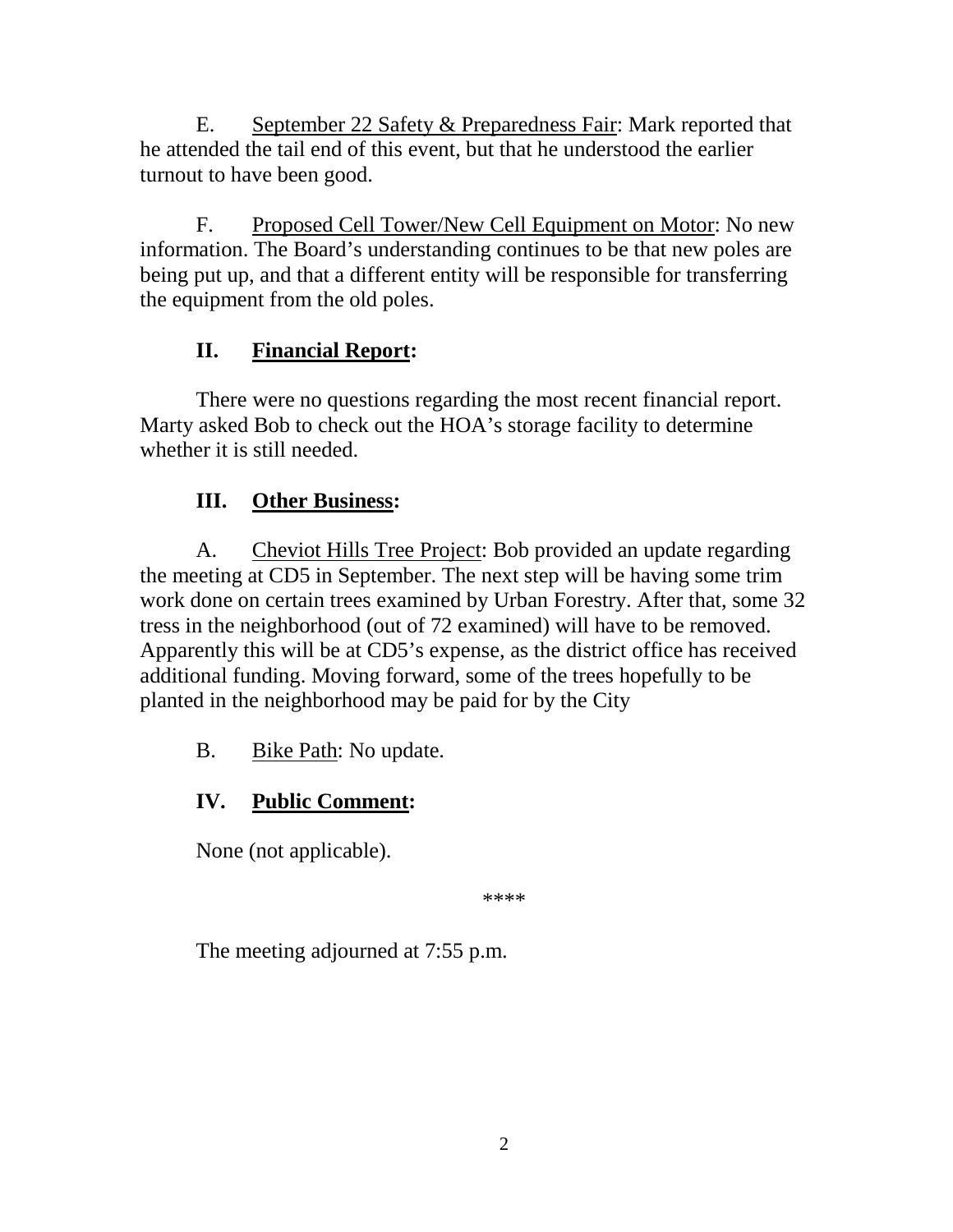E. Underlined "September 22 Safety & Preparedness Fair": Mark reported that he attended the tail end of this event, but that he understood the earlier turnout to have been good.

F. Proposed Cell Tower/New Cell Equipment on Motor: No new information. The Board's understanding continues to be that new poles are being put up, and that a different entity will be responsible for transferring the equipment from the old poles.

## II. Financial Report:

There were no questions regarding the most recent financial report. Marty asked Bob to check out the HOA's storage facility to determine whether it is still needed.

## III. Other Business:

A. Cheviot Hills Tree Project: Bob provided an update regarding the meeting at CD5 in September. The next step will be having some trim work done on certain trees examined by Urban Forestry. After that, some 32 tress in the neighborhood (out of 72 examined) will have to be removed. Apparently this will be at CD5's expense, as the district office has received additional funding. Moving forward, some of the trees hopefully to be planted in the neighborhood may be paid for by the City

B. Bike Path: No update.

## IV. Public Comment:

None (not applicable).

****

The meeting adjourned at 7:55 p.m.